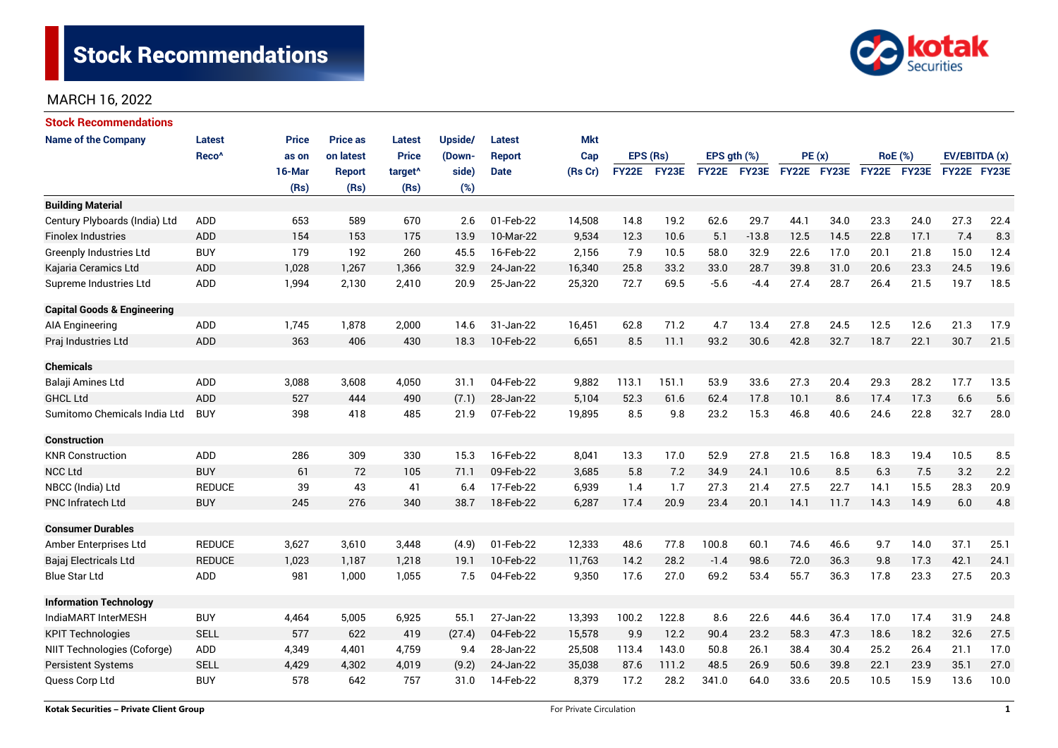# Stock Recommendations

MARCH 16, 2022

## Stock Recommendations

| Name of the Company | Latest Reco^ | Price as on 16-Mar (Rs) | Price as on latest Report (Rs) | Latest Price target^ (Rs) | Upside/ (Down-side) (%) | Latest Report Date | Mkt Cap (Rs Cr) | EPS (Rs) | | EPS gth (%) | | PE (x) | | RoE (%) | | EV/EBITDA (x) | |
|---|---|---|---|---|---|---|---|---|---|---|---|---|---|---|---|---|---|
| | | | | | | | | FY22E | FY23E | FY22E | FY23E | FY22E | FY23E | FY22E | FY23E | FY22E | FY23E |
| **Building Material** | | | | | | | | | | | | | | | | | |
| Century Plyboards (India) Ltd | ADD | 653 | 589 | 670 | 2.6 | 01-Feb-22 | 14,508 | 14.8 | 19.2 | 62.6 | 29.7 | 44.1 | 34.0 | 23.3 | 24.0 | 27.3 | 22.4 |
| Finolex Industries | ADD | 154 | 153 | 175 | 13.9 | 10-Mar-22 | 9,534 | 12.3 | 10.6 | 5.1 | -13.8 | 12.5 | 14.5 | 22.8 | 17.1 | 7.4 | 8.3 |
| Greenply Industries Ltd | BUY | 179 | 192 | 260 | 45.5 | 16-Feb-22 | 2,156 | 7.9 | 10.5 | 58.0 | 32.9 | 22.6 | 17.0 | 20.1 | 21.8 | 15.0 | 12.4 |
| Kajaria Ceramics Ltd | ADD | 1,028 | 1,267 | 1,366 | 32.9 | 24-Jan-22 | 16,340 | 25.8 | 33.2 | 33.0 | 28.7 | 39.8 | 31.0 | 20.6 | 23.3 | 24.5 | 19.6 |
| Supreme Industries Ltd | ADD | 1,994 | 2,130 | 2,410 | 20.9 | 25-Jan-22 | 25,320 | 72.7 | 69.5 | -5.6 | -4.4 | 27.4 | 28.7 | 26.4 | 21.5 | 19.7 | 18.5 |
| **Capital Goods & Engineering** | | | | | | | | | | | | | | | | | |
| AIA Engineering | ADD | 1,745 | 1,878 | 2,000 | 14.6 | 31-Jan-22 | 16,451 | 62.8 | 71.2 | 4.7 | 13.4 | 27.8 | 24.5 | 12.5 | 12.6 | 21.3 | 17.9 |
| Praj Industries Ltd | ADD | 363 | 406 | 430 | 18.3 | 10-Feb-22 | 6,651 | 8.5 | 11.1 | 93.2 | 30.6 | 42.8 | 32.7 | 18.7 | 22.1 | 30.7 | 21.5 |
| **Chemicals** | | | | | | | | | | | | | | | | | |
| Balaji Amines Ltd | ADD | 3,088 | 3,608 | 4,050 | 31.1 | 04-Feb-22 | 9,882 | 113.1 | 151.1 | 53.9 | 33.6 | 27.3 | 20.4 | 29.3 | 28.2 | 17.7 | 13.5 |
| GHCL Ltd | ADD | 527 | 444 | 490 | (7.1) | 28-Jan-22 | 5,104 | 52.3 | 61.6 | 62.4 | 17.8 | 10.1 | 8.6 | 17.4 | 17.3 | 6.6 | 5.6 |
| Sumitomo Chemicals India Ltd | BUY | 398 | 418 | 485 | 21.9 | 07-Feb-22 | 19,895 | 8.5 | 9.8 | 23.2 | 15.3 | 46.8 | 40.6 | 24.6 | 22.8 | 32.7 | 28.0 |
| **Construction** | | | | | | | | | | | | | | | | | |
| KNR Construction | ADD | 286 | 309 | 330 | 15.3 | 16-Feb-22 | 8,041 | 13.3 | 17.0 | 52.9 | 27.8 | 21.5 | 16.8 | 18.3 | 19.4 | 10.5 | 8.5 |
| NCC Ltd | BUY | 61 | 72 | 105 | 71.1 | 09-Feb-22 | 3,685 | 5.8 | 7.2 | 34.9 | 24.1 | 10.6 | 8.5 | 6.3 | 7.5 | 3.2 | 2.2 |
| NBCC (India) Ltd | REDUCE | 39 | 43 | 41 | 6.4 | 17-Feb-22 | 6,939 | 1.4 | 1.7 | 27.3 | 21.4 | 27.5 | 22.7 | 14.1 | 15.5 | 28.3 | 20.9 |
| PNC Infratech Ltd | BUY | 245 | 276 | 340 | 38.7 | 18-Feb-22 | 6,287 | 17.4 | 20.9 | 23.4 | 20.1 | 14.1 | 11.7 | 14.3 | 14.9 | 6.0 | 4.8 |
| **Consumer Durables** | | | | | | | | | | | | | | | | | |
| Amber Enterprises Ltd | REDUCE | 3,627 | 3,610 | 3,448 | (4.9) | 01-Feb-22 | 12,333 | 48.6 | 77.8 | 100.8 | 60.1 | 74.6 | 46.6 | 9.7 | 14.0 | 37.1 | 25.1 |
| Bajaj Electricals Ltd | REDUCE | 1,023 | 1,187 | 1,218 | 19.1 | 10-Feb-22 | 11,763 | 14.2 | 28.2 | -1.4 | 98.6 | 72.0 | 36.3 | 9.8 | 17.3 | 42.1 | 24.1 |
| Blue Star Ltd | ADD | 981 | 1,000 | 1,055 | 7.5 | 04-Feb-22 | 9,350 | 17.6 | 27.0 | 69.2 | 53.4 | 55.7 | 36.3 | 17.8 | 23.3 | 27.5 | 20.3 |
| **Information Technology** | | | | | | | | | | | | | | | | | |
| IndiaMART InterMESH | BUY | 4,464 | 5,005 | 6,925 | 55.1 | 27-Jan-22 | 13,393 | 100.2 | 122.8 | 8.6 | 22.6 | 44.6 | 36.4 | 17.0 | 17.4 | 31.9 | 24.8 |
| KPIT Technologies | SELL | 577 | 622 | 419 | (27.4) | 04-Feb-22 | 15,578 | 9.9 | 12.2 | 90.4 | 23.2 | 58.3 | 47.3 | 18.6 | 18.2 | 32.6 | 27.5 |
| NIIT Technologies (Coforge) | ADD | 4,349 | 4,401 | 4,759 | 9.4 | 28-Jan-22 | 25,508 | 113.4 | 143.0 | 50.8 | 26.1 | 38.4 | 30.4 | 25.2 | 26.4 | 21.1 | 17.0 |
| Persistent Systems | SELL | 4,429 | 4,302 | 4,019 | (9.2) | 24-Jan-22 | 35,038 | 87.6 | 111.2 | 48.5 | 26.9 | 50.6 | 39.8 | 22.1 | 23.9 | 35.1 | 27.0 |
| Quess Corp Ltd | BUY | 578 | 642 | 757 | 31.0 | 14-Feb-22 | 8,379 | 17.2 | 28.2 | 341.0 | 64.0 | 33.6 | 20.5 | 10.5 | 15.9 | 13.6 | 10.0 |

Kotak Securities – Private Client Group

For Private Circulation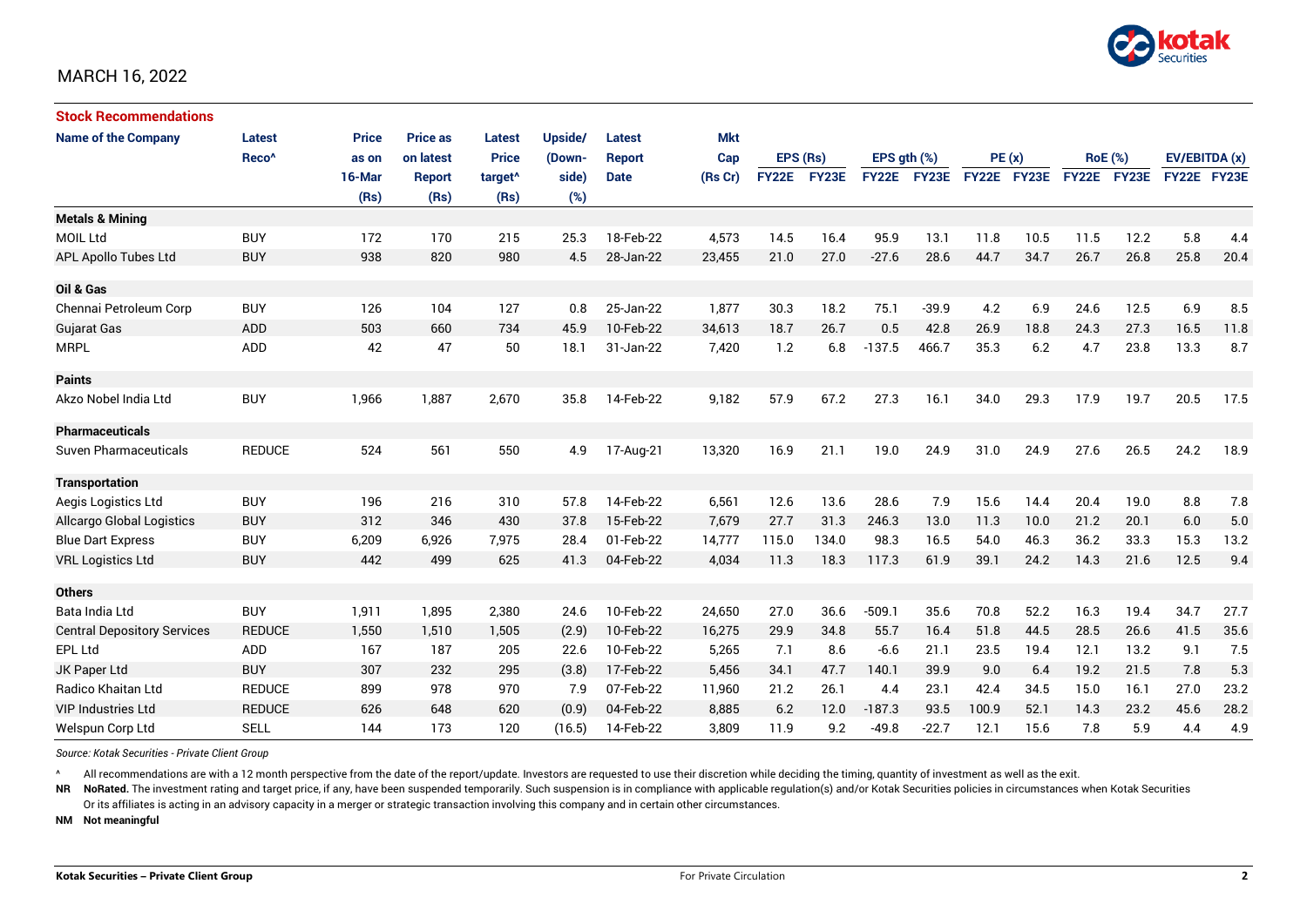MARCH 16, 2022

## Stock Recommendations

| Name of the Company | Latest Reco^ | Price as on 16-Mar (Rs) | Price as on latest Report (Rs) | Latest Price target^ (Rs) | Upside/ (Down-side) (%) | Latest Report Date | Mkt Cap (Rs Cr) | EPS (Rs) | | EPS gth (%) | | PE (x) | | RoE (%) | | EV/EBITDA (x) | |
|---|---|---|---|---|---|---|---|---|---|---|---|---|---|---|---|---|---|
| | | | | | | | | FY22E | FY23E | FY22E | FY23E | FY22E | FY23E | FY22E | FY23E | FY22E | FY23E |
| **Metals & Mining** | | | | | | | | | | | | | | | | | |
| MOIL Ltd | BUY | 172 | 170 | 215 | 25.3 | 18-Feb-22 | 4,573 | 14.5 | 16.4 | 95.9 | 13.1 | 11.8 | 10.5 | 11.5 | 12.2 | 5.8 | 4.4 |
| APL Apollo Tubes Ltd | BUY | 938 | 820 | 980 | 4.5 | 28-Jan-22 | 23,455 | 21.0 | 27.0 | -27.6 | 28.6 | 44.7 | 34.7 | 26.7 | 26.8 | 25.8 | 20.4 |
| **Oil & Gas** | | | | | | | | | | | | | | | | | |
| Chennai Petroleum Corp | BUY | 126 | 104 | 127 | 0.8 | 25-Jan-22 | 1,877 | 30.3 | 18.2 | 75.1 | -39.9 | 4.2 | 6.9 | 24.6 | 12.5 | 6.9 | 8.5 |
| Gujarat Gas | ADD | 503 | 660 | 734 | 45.9 | 10-Feb-22 | 34,613 | 18.7 | 26.7 | 0.5 | 42.8 | 26.9 | 18.8 | 24.3 | 27.3 | 16.5 | 11.8 |
| MRPL | ADD | 42 | 47 | 50 | 18.1 | 31-Jan-22 | 7,420 | 1.2 | 6.8 | -137.5 | 466.7 | 35.3 | 6.2 | 4.7 | 23.8 | 13.3 | 8.7 |
| **Paints** | | | | | | | | | | | | | | | | | |
| Akzo Nobel India Ltd | BUY | 1,966 | 1,887 | 2,670 | 35.8 | 14-Feb-22 | 9,182 | 57.9 | 67.2 | 27.3 | 16.1 | 34.0 | 29.3 | 17.9 | 19.7 | 20.5 | 17.5 |
| **Pharmaceuticals** | | | | | | | | | | | | | | | | | |
| Suven Pharmaceuticals | REDUCE | 524 | 561 | 550 | 4.9 | 17-Aug-21 | 13,320 | 16.9 | 21.1 | 19.0 | 24.9 | 31.0 | 24.9 | 27.6 | 26.5 | 24.2 | 18.9 |
| **Transportation** | | | | | | | | | | | | | | | | | |
| Aegis Logistics Ltd | BUY | 196 | 216 | 310 | 57.8 | 14-Feb-22 | 6,561 | 12.6 | 13.6 | 28.6 | 7.9 | 15.6 | 14.4 | 20.4 | 19.0 | 8.8 | 7.8 |
| Allcargo Global Logistics | BUY | 312 | 346 | 430 | 37.8 | 15-Feb-22 | 7,679 | 27.7 | 31.3 | 246.3 | 13.0 | 11.3 | 10.0 | 21.2 | 20.1 | 6.0 | 5.0 |
| Blue Dart Express | BUY | 6,209 | 6,926 | 7,975 | 28.4 | 01-Feb-22 | 14,777 | 115.0 | 134.0 | 98.3 | 16.5 | 54.0 | 46.3 | 36.2 | 33.3 | 15.3 | 13.2 |
| VRL Logistics Ltd | BUY | 442 | 499 | 625 | 41.3 | 04-Feb-22 | 4,034 | 11.3 | 18.3 | 117.3 | 61.9 | 39.1 | 24.2 | 14.3 | 21.6 | 12.5 | 9.4 |
| **Others** | | | | | | | | | | | | | | | | | |
| Bata India Ltd | BUY | 1,911 | 1,895 | 2,380 | 24.6 | 10-Feb-22 | 24,650 | 27.0 | 36.6 | -509.1 | 35.6 | 70.8 | 52.2 | 16.3 | 19.4 | 34.7 | 27.7 |
| Central Depository Services | REDUCE | 1,550 | 1,510 | 1,505 | (2.9) | 10-Feb-22 | 16,275 | 29.9 | 34.8 | 55.7 | 16.4 | 51.8 | 44.5 | 28.5 | 26.6 | 41.5 | 35.6 |
| EPL Ltd | ADD | 167 | 187 | 205 | 22.6 | 10-Feb-22 | 5,265 | 7.1 | 8.6 | -6.6 | 21.1 | 23.5 | 19.4 | 12.1 | 13.2 | 9.1 | 7.5 |
| JK Paper Ltd | BUY | 307 | 232 | 295 | (3.8) | 17-Feb-22 | 5,456 | 34.1 | 47.7 | 140.1 | 39.9 | 9.0 | 6.4 | 19.2 | 21.5 | 7.8 | 5.3 |
| Radico Khaitan Ltd | REDUCE | 899 | 978 | 970 | 7.9 | 07-Feb-22 | 11,960 | 21.2 | 26.1 | 4.4 | 23.1 | 42.4 | 34.5 | 15.0 | 16.1 | 27.0 | 23.2 |
| VIP Industries Ltd | REDUCE | 626 | 648 | 620 | (0.9) | 04-Feb-22 | 8,885 | 6.2 | 12.0 | -187.3 | 93.5 | 100.9 | 52.1 | 14.3 | 23.2 | 45.6 | 28.2 |
| Welspun Corp Ltd | SELL | 144 | 173 | 120 | (16.5) | 14-Feb-22 | 3,809 | 11.9 | 9.2 | -49.8 | -22.7 | 12.1 | 15.6 | 7.8 | 5.9 | 4.4 | 4.9 |

*Source: Kotak Securities - Private Client Group*

^ All recommendations are with a 12 month perspective from the date of the report/update. Investors are requested to use their discretion while deciding the timing, quantity of investment as well as the exit.

**NR** **NoRated.** The investment rating and target price, if any, have been suspended temporarily. Such suspension is in compliance with applicable regulation(s) and/or Kotak Securities policies in circumstances when Kotak Securities Or its affiliates is acting in an advisory capacity in a merger or strategic transaction involving this company and in certain other circumstances.

**NM** **Not meaningful**

**Kotak Securities – Private Client Group** For Private Circulation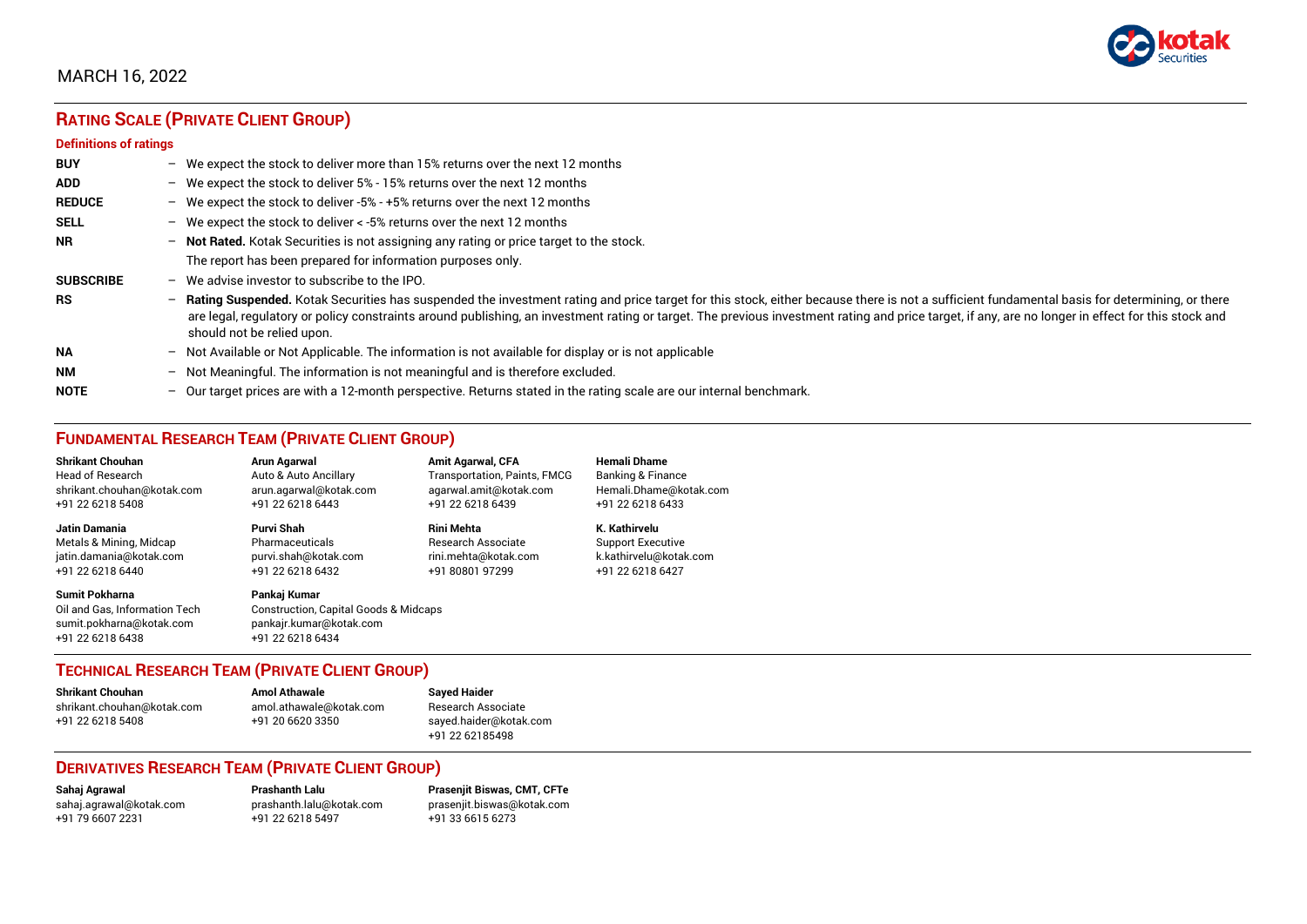MARCH 16, 2022

## RATING SCALE (PRIVATE CLIENT GROUP)

### Definitions of ratings

| | |
|---|---|
| **BUY** | – We expect the stock to deliver more than 15% returns over the next 12 months |
| **ADD** | – We expect the stock to deliver 5% - 15% returns over the next 12 months |
| **REDUCE** | – We expect the stock to deliver -5% - +5% returns over the next 12 months |
| **SELL** | – We expect the stock to deliver < -5% returns over the next 12 months |
| **NR** | – **Not Rated.** Kotak Securities is not assigning any rating or price target to the stock. The report has been prepared for information purposes only. |
| **SUBSCRIBE** | – We advise investor to subscribe to the IPO. |
| **RS** | – **Rating Suspended.** Kotak Securities has suspended the investment rating and price target for this stock, either because there is not a sufficient fundamental basis for determining, or there are legal, regulatory or policy constraints around publishing, an investment rating or target. The previous investment rating and price target, if any, are no longer in effect for this stock and should not be relied upon. |
| **NA** | – Not Available or Not Applicable. The information is not available for display or is not applicable |
| **NM** | – Not Meaningful. The information is not meaningful and is therefore excluded. |
| **NOTE** | – Our target prices are with a 12-month perspective. Returns stated in the rating scale are our internal benchmark. |

## FUNDAMENTAL RESEARCH TEAM (PRIVATE CLIENT GROUP)

**Shrikant Chouhan**
Head of Research
shrikant.chouhan@kotak.com
+91 22 6218 5408

**Arun Agarwal**
Auto & Auto Ancillary
arun.agarwal@kotak.com
+91 22 6218 6443

**Amit Agarwal, CFA**
Transportation, Paints, FMCG
agarwal.amit@kotak.com
+91 22 6218 6439

**Hemali Dhame**
Banking & Finance
Hemali.Dhame@kotak.com
+91 22 6218 6433

**Jatin Damania**
Metals & Mining, Midcap
jatin.damania@kotak.com
+91 22 6218 6440

**Purvi Shah**
Pharmaceuticals
purvi.shah@kotak.com
+91 22 6218 6432

**Rini Mehta**
Research Associate
rini.mehta@kotak.com
+91 80801 97299

**K. Kathirvelu**
Support Executive
k.kathirvelu@kotak.com
+91 22 6218 6427

**Sumit Pokharna**
Oil and Gas, Information Tech
sumit.pokharna@kotak.com
+91 22 6218 6438

**Pankaj Kumar**
Construction, Capital Goods & Midcaps
pankajr.kumar@kotak.com
+91 22 6218 6434

## TECHNICAL RESEARCH TEAM (PRIVATE CLIENT GROUP)

**Shrikant Chouhan**
shrikant.chouhan@kotak.com
+91 22 6218 5408

**Amol Athawale**
amol.athawale@kotak.com
+91 20 6620 3350

**Sayed Haider**
Research Associate
sayed.haider@kotak.com
+91 22 62185498

## DERIVATIVES RESEARCH TEAM (PRIVATE CLIENT GROUP)

**Sahaj Agrawal**
sahaj.agrawal@kotak.com
+91 79 6607 2231

**Prashanth Lalu**
prashanth.lalu@kotak.com
+91 22 6218 5497

**Prasenjit Biswas, CMT, CFTe**
prasenjit.biswas@kotak.com
+91 33 6615 6273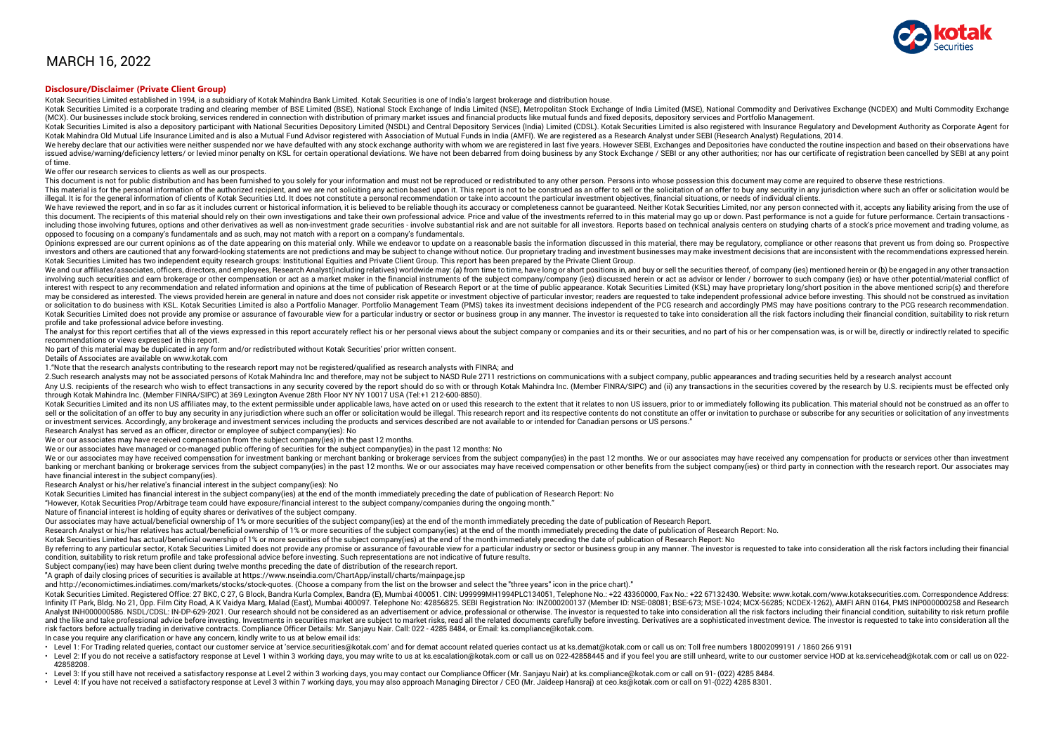MARCH 16, 2022

#### Disclosure/Disclaimer (Private Client Group)

Kotak Securities Limited established in 1994, is a subsidiary of Kotak Mahindra Bank Limited. Kotak Securities is one of India's largest brokerage and distribution house.

Kotak Securities Limited is a corporate trading and clearing member of BSE Limited (BSE), National Stock Exchange of India Limited (NSE), Metropolitan Stock Exchange of India Limited (MSE), National Commodity and Derivatives Exchange (NCDEX) and Multi Commodity Exchange (MCX). Our businesses include stock broking, services rendered in connection with distribution of primary market issues and financial products like mutual funds and fixed deposits, depository services and Portfolio Management.

Kotak Securities Limited is also a depository participant with National Securities Depository Limited (NSDL) and Central Depository Services (India) Limited (CDSL). Kotak Securities Limited is also registered with Insurance Regulatory and Development Authority as Corporate Agent for Kotak Mahindra Old Mutual Life Insurance Limited and is also a Mutual Fund Advisor registered with Association of Mutual Funds in India (AMFI). We are registered as a Research Analyst under SEBI (Research Analyst) Regulations, 2014.

We hereby declare that our activities were neither suspended nor we have defaulted with any stock exchange authority with whom we are registered in last five years. However SEBI, Exchanges and Depositories have conducted the routine inspection and based on their observations have issued advise/warning/deficiency letters/ or levied minor penalty on KSL for certain operational deviations. We have not been debarred from doing business by any Stock Exchange / SEBI or any other authorities; nor has our certificate of registration been cancelled by SEBI at any point of time.

We offer our research services to clients as well as our prospects.

This document is not for public distribution and has been furnished to you solely for your information and must not be reproduced or redistributed to any other person. Persons into whose possession this document may come are required to observe these restrictions.

This material is for the personal information of the authorized recipient, and we are not soliciting any action based upon it. This report is not to be construed as an offer to sell or the solicitation of an offer to buy any security in any jurisdiction where such an offer or solicitation would be illegal. It is for the general information of clients of Kotak Securities Ltd. It does not constitute a personal recommendation or take into account the particular investment objectives, financial situations, or needs of individual clients.

We have reviewed the report, and in so far as it includes current or historical information, it is believed to be reliable though its accuracy or completeness cannot be guaranteed. Neither Kotak Securities Limited, nor any person connected with it, accepts any liability arising from the use of this document. The recipients of this material should rely on their own investigations and take their own professional advice. Price and value of the investments referred to in this material may go up or down. Past performance is not a guide for future performance. Certain transactions - including those involving futures, options and other derivatives as well as non-investment grade securities - involve substantial risk and are not suitable for all investors. Reports based on technical analysis centers on studying charts of a stock's price movement and trading volume, as opposed to focusing on a company's fundamentals and as such, may not match with a report on a company's fundamentals.

Opinions expressed are our current opinions as of the date appearing on this material only. While we endeavor to update on a reasonable basis the information discussed in this material, there may be regulatory, compliance or other reasons that prevent us from doing so. Prospective investors and others are cautioned that any forward-looking statements are not predictions and may be subject to change without notice. Our proprietary trading and investment businesses may make investment decisions that are inconsistent with the recommendations expressed herein. Kotak Securities Limited has two independent equity research groups: Institutional Equities and Private Client Group. This report has been prepared by the Private Client Group.

We and our affiliates/associates, officers, directors, and employees, Research Analyst(including relatives) worldwide may: (a) from time to time, have long or short positions in, and buy or sell the securities thereof, of company (ies) mentioned herein or (b) be engaged in any other transaction involving such securities and earn brokerage or other compensation or act as a market maker in the financial instruments of the subject company/company (ies) discussed herein or act as advisor or lender / borrower to such company (ies) or have other potential/material conflict of interest with respect to any recommendation and related information and opinions at the time of publication of Research Report or at the time of public appearance. Kotak Securities Limited (KSL) may have proprietary long/short position in the above mentioned scrip(s) and therefore may be considered as interested. The views provided herein are general in nature and does not consider risk appetite or investment objective of particular investor; readers are requested to take independent professional advice before investing. This should not be construed as invitation or solicitation to do business with KSL. Kotak Securities Limited is also a Portfolio Manager. Portfolio Management Team (PMS) takes its investment decisions independent of the PCG research and accordingly PMS may have positions contrary to the PCG research recommendation. Kotak Securities Limited does not provide any promise or assurance of favourable view for a particular industry or sector or business group in any manner. The investor is requested to take into consideration all the risk factors including their financial condition, suitability to risk return profile and take professional advice before investing.

The analyst for this report certifies that all of the views expressed in this report accurately reflect his or her personal views about the subject company or companies and its or their securities, and no part of his or her compensation was, is or will be, directly or indirectly related to specific recommendations or views expressed in this report.

No part of this material may be duplicated in any form and/or redistributed without Kotak Securities' prior written consent.

Details of Associates are available on www.kotak.com

1."Note that the research analysts contributing to the research report may not be registered/qualified as research analysts with FINRA; and

2.Such research analysts may not be associated persons of Kotak Mahindra Inc and therefore, may not be subject to NASD Rule 2711 restrictions on communications with a subject company, public appearances and trading securities held by a research analyst account

Any U.S. recipients of the research who wish to effect transactions in any security covered by the report should do so with or through Kotak Mahindra Inc. (Member FINRA/SIPC) and (ii) any transactions in the securities covered by the research by U.S. recipients must be effected only through Kotak Mahindra Inc. (Member FINRA/SIPC) at 369 Lexington Avenue 28th Floor NY NY 10017 USA (Tel:+1 212-600-8850).

Kotak Securities Limited and its non US affiliates may, to the extent permissible under applicable laws, have acted on or used this research to the extent that it relates to non US issuers, prior to or immediately following its publication. This material should not be construed as an offer to sell or the solicitation of an offer to buy any security in any jurisdiction where such an offer or solicitation would be illegal. This research report and its respective contents do not constitute an offer or invitation to purchase or subscribe for any securities or solicitation of any investments or investment services. Accordingly, any brokerage and investment services including the products and services described are not available to or intended for Canadian persons or US persons."

Research Analyst has served as an officer, director or employee of subject company(ies): No

We or our associates may have received compensation from the subject company(ies) in the past 12 months.

We or our associates have managed or co-managed public offering of securities for the subject company(ies) in the past 12 months: No

We or our associates may have received compensation for investment banking or merchant banking or brokerage services from the subject company(ies) in the past 12 months. We or our associates may have received any compensation for products or services other than investment banking or merchant banking or brokerage services from the subject company(ies) in the past 12 months. We or our associates may have received compensation or other benefits from the subject company(ies) or third party in connection with the research report. Our associates may have financial interest in the subject company(ies).

Research Analyst or his/her relative's financial interest in the subject company(ies): No

Kotak Securities Limited has financial interest in the subject company(ies) at the end of the month immediately preceding the date of publication of Research Report: No

"However, Kotak Securities Prop/Arbitrage team could have exposure/financial interest to the subject company/companies during the ongoing month."

Nature of financial interest is holding of equity shares or derivatives of the subject company.

Our associates may have actual/beneficial ownership of 1% or more securities of the subject company(ies) at the end of the month immediately preceding the date of publication of Research Report.

Research Analyst or his/her relatives has actual/beneficial ownership of 1% or more securities of the subject company(ies) at the end of the month immediately preceding the date of publication of Research Report: No.

Kotak Securities Limited has actual/beneficial ownership of 1% or more securities of the subject company(ies) at the end of the month immediately preceding the date of publication of Research Report: No

By referring to any particular sector, Kotak Securities Limited does not provide any promise or assurance of favourable view for a particular industry or sector or business group in any manner. The investor is requested to take into consideration all the risk factors including their financial condition, suitability to risk return profile and take professional advice before investing. Such representations are not indicative of future results.

Subject company(ies) may have been client during twelve months preceding the date of distribution of the research report.

"A graph of daily closing prices of securities is available at https://www.nseindia.com/ChartApp/install/charts/mainpage.jsp

and http://economictimes.indiatimes.com/markets/stocks/stock-quotes. (Choose a company from the list on the browser and select the "three years" icon in the price chart)."

Kotak Securities Limited. Registered Office: 27 BKC, C 27, G Block, Bandra Kurla Complex, Bandra (E), Mumbai 400051. CIN: U99999MH1994PLC134051, Telephone No.: +22 43360000, Fax No.: +22 67132430. Website: www.kotak.com/www.kotaksecurities.com. Correspondence Address: Infinity IT Park, Bldg. No 21, Opp. Film City Road, A K Vaidya Marg, Malad (East), Mumbai 400097. Telephone No: 42856825. SEBI Registration No: INZ000200137 (Member ID: NSE-08081; BSE-673; MSE-1024; MCX-56285; NCDEX-1262), AMFI ARN 0164, PMS INP000000258 and Research Analyst INH000000586. NSDL/CDSL: IN-DP-629-2021. Our research should not be considered as an advertisement or advice, professional or otherwise. The investor is requested to take into consideration all the risk factors including their financial condition, suitability to risk return profile and the like and take professional advice before investing. Investments in securities market are subject to market risks, read all the related documents carefully before investing. Derivatives are a sophisticated investment device. The investor is requested to take into consideration all the risk factors before actually trading in derivative contracts. Compliance Officer Details: Mr. Sanjayu Nair. Call: 022 - 4285 8484, or Email: ks.compliance@kotak.com.

In case you require any clarification or have any concern, kindly write to us at below email ids:

- Level 1: For Trading related queries, contact our customer service at 'service.securities@kotak.com' and for demat account related queries contact us at ks.demat@kotak.com or call us on: Toll free numbers 18002099191 / 1860 266 9191
- Level 2: If you do not receive a satisfactory response at Level 1 within 3 working days, you may write to us at ks.escalation@kotak.com or call us on 022-42858445 and if you feel you are still unheard, write to our customer service HOD at ks.servicehead@kotak.com or call us on 022-42858208.
- Level 3: If you still have not received a satisfactory response at Level 2 within 3 working days, you may contact our Compliance Officer (Mr. Sanjayu Nair) at ks.compliance@kotak.com or call on 91- (022) 4285 8484.
- Level 4: If you have not received a satisfactory response at Level 3 within 7 working days, you may also approach Managing Director / CEO (Mr. Jaideep Hansraj) at ceo.ks@kotak.com or call on 91-(022) 4285 8301.